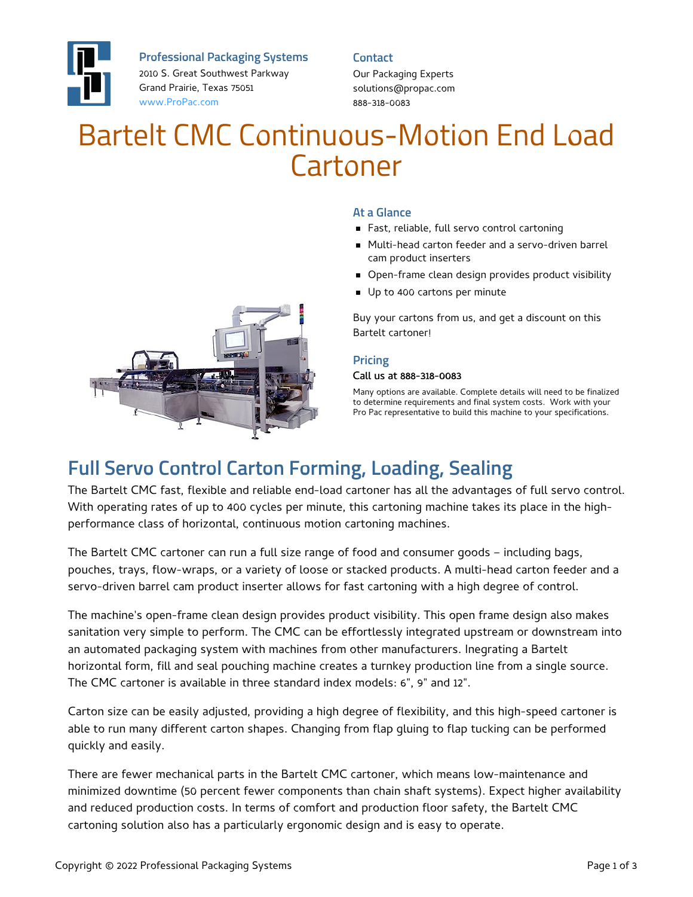**Professional Packaging Systems**
2010 S. Great Southwest Parkway
Grand Prairie, Texas 75051
www.ProPac.com

**Contact**
Our Packaging Experts
solutions@propac.com
888-318-0083

# Bartelt CMC Continuous-Motion End Load Cartoner

### At a Glance

- Fast, reliable, full servo control cartoning
- Multi-head carton feeder and a servo-driven barrel cam product inserters
- Open-frame clean design provides product visibility
- Up to 400 cartons per minute

Buy your cartons from us, and get a discount on this Bartelt cartoner!

### Pricing

**Call us at 888-318-0083**

Many options are available. Complete details will need to be finalized to determine requirements and final system costs. Work with your Pro Pac representative to build this machine to your specifications.

## Full Servo Control Carton Forming, Loading, Sealing

The Bartelt CMC fast, flexible and reliable end-load cartoner has all the advantages of full servo control. With operating rates of up to 400 cycles per minute, this cartoning machine takes its place in the high-performance class of horizontal, continuous motion cartoning machines.

The Bartelt CMC cartoner can run a full size range of food and consumer goods – including bags, pouches, trays, flow-wraps, or a variety of loose or stacked products. A multi-head carton feeder and a servo-driven barrel cam product inserter allows for fast cartoning with a high degree of control.

The machine's open-frame clean design provides product visibility. This open frame design also makes sanitation very simple to perform. The CMC can be effortlessly integrated upstream or downstream into an automated packaging system with machines from other manufacturers. Inegrating a Bartelt horizontal form, fill and seal pouching machine creates a turnkey production line from a single source. The CMC cartoner is available in three standard index models: 6", 9" and 12".

Carton size can be easily adjusted, providing a high degree of flexibility, and this high-speed cartoner is able to run many different carton shapes. Changing from flap gluing to flap tucking can be performed quickly and easily.

There are fewer mechanical parts in the Bartelt CMC cartoner, which means low-maintenance and minimized downtime (50 percent fewer components than chain shaft systems). Expect higher availability and reduced production costs. In terms of comfort and production floor safety, the Bartelt CMC cartoning solution also has a particularly ergonomic design and is easy to operate.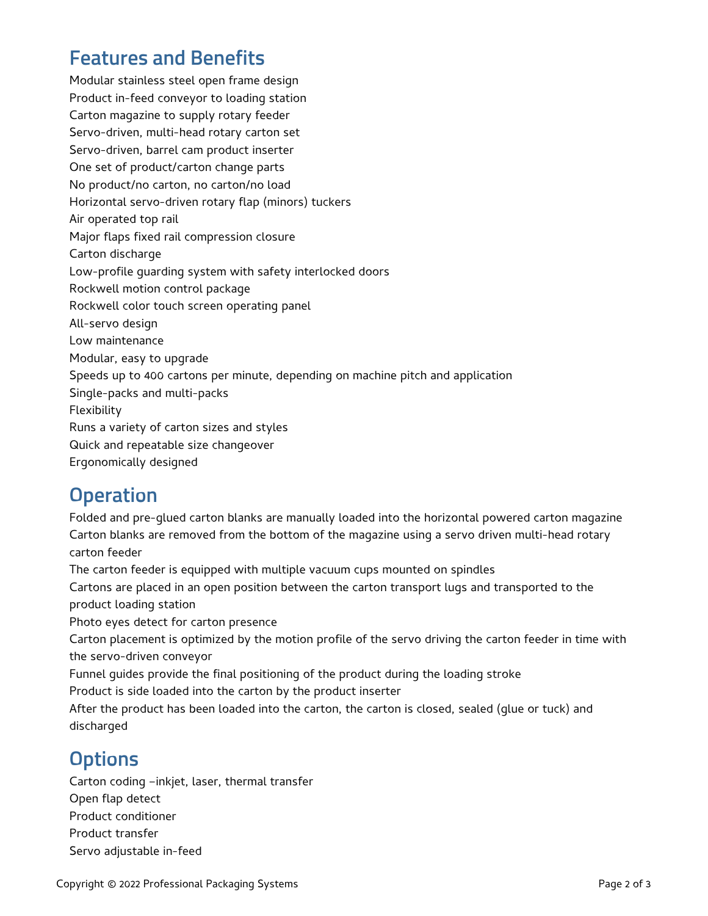## Features and Benefits

Modular stainless steel open frame design
Product in-feed conveyor to loading station
Carton magazine to supply rotary feeder
Servo-driven, multi-head rotary carton set
Servo-driven, barrel cam product inserter
One set of product/carton change parts
No product/no carton, no carton/no load
Horizontal servo-driven rotary flap (minors) tuckers
Air operated top rail
Major flaps fixed rail compression closure
Carton discharge
Low-profile guarding system with safety interlocked doors
Rockwell motion control package
Rockwell color touch screen operating panel
All-servo design
Low maintenance
Modular, easy to upgrade
Speeds up to 400 cartons per minute, depending on machine pitch and application
Single-packs and multi-packs
Flexibility
Runs a variety of carton sizes and styles
Quick and repeatable size changeover
Ergonomically designed

## Operation

Folded and pre-glued carton blanks are manually loaded into the horizontal powered carton magazine
Carton blanks are removed from the bottom of the magazine using a servo driven multi-head rotary carton feeder
The carton feeder is equipped with multiple vacuum cups mounted on spindles
Cartons are placed in an open position between the carton transport lugs and transported to the product loading station
Photo eyes detect for carton presence
Carton placement is optimized by the motion profile of the servo driving the carton feeder in time with the servo-driven conveyor
Funnel guides provide the final positioning of the product during the loading stroke
Product is side loaded into the carton by the product inserter
After the product has been loaded into the carton, the carton is closed, sealed (glue or tuck) and discharged

## Options

Carton coding –inkjet, laser, thermal transfer
Open flap detect
Product conditioner
Product transfer
Servo adjustable in-feed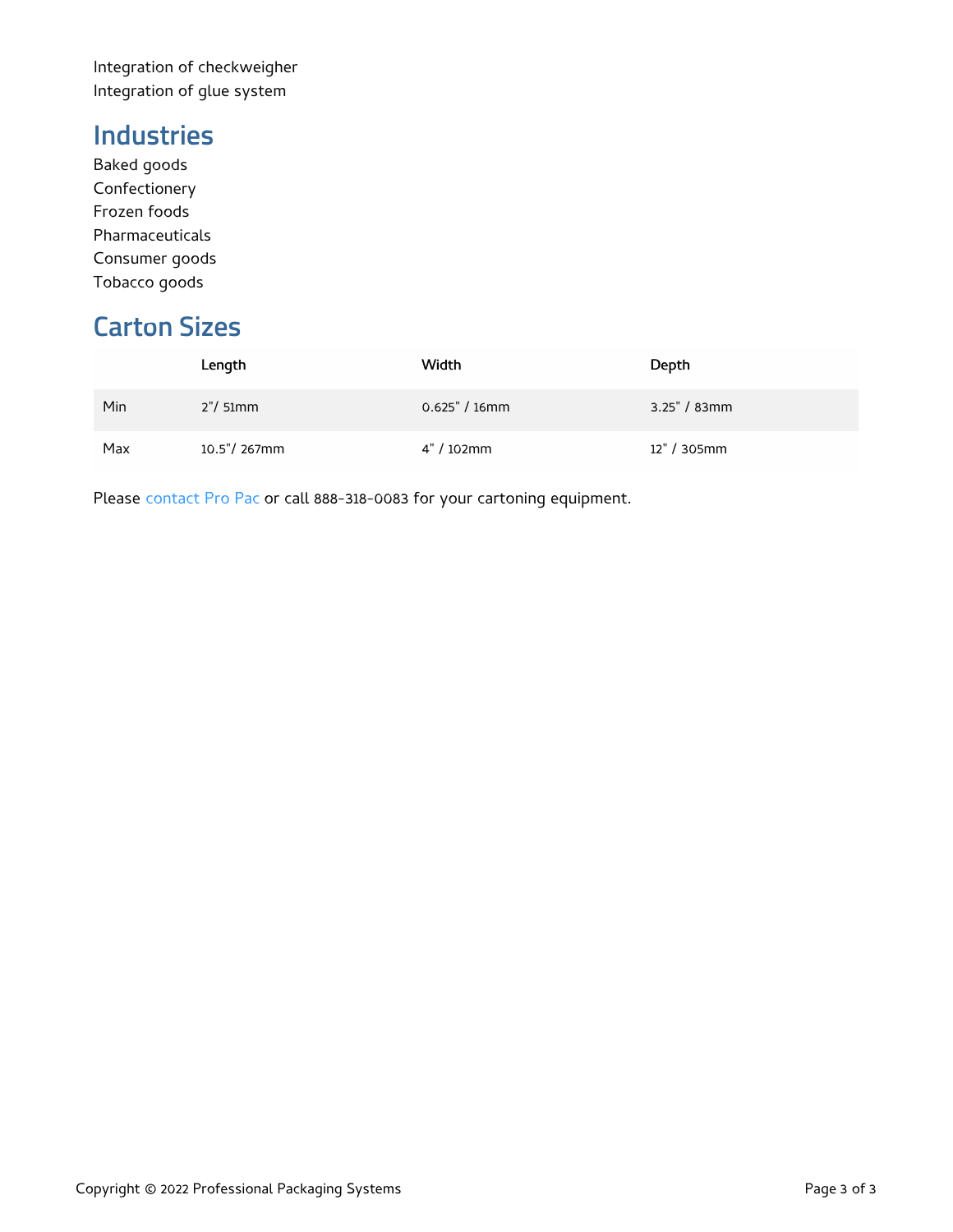Integration of checkweigher
Integration of glue system

## Industries

Baked goods
Confectionery
Frozen foods
Pharmaceuticals
Consumer goods
Tobacco goods

## Carton Sizes

| | Length | Width | Depth |
|---|---|---|---|
| Min | 2"/ 51mm | 0.625" / 16mm | 3.25" / 83mm |
| Max | 10.5"/ 267mm | 4" / 102mm | 12" / 305mm |

Please contact Pro Pac or call 888-318-0083 for your cartoning equipment.